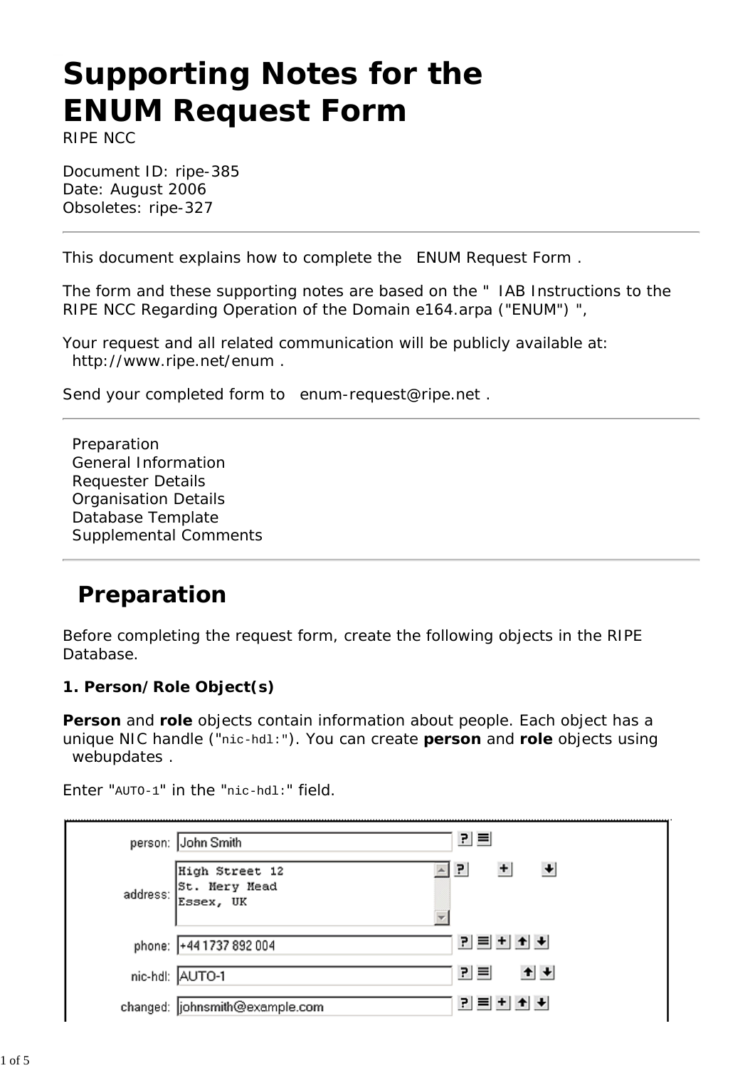# Supporting Notes for the ENUM Request Form

RIPE NCC

Document ID: ripe-385
Date: August 2006
Obsoletes: ripe-327

---

This document explains how to complete the ENUM Request Form .

The form and these supporting notes are based on the " IAB Instructions to the RIPE NCC Regarding Operation of the Domain e164.arpa ("ENUM") ",

Your request and all related communication will be publicly available at: http://www.ripe.net/enum .

Send your completed form to enum-request@ripe.net .

---

- Preparation
- General Information
- Requester Details
- Organisation Details
- Database Template
- Supplemental Comments

---

## Preparation

Before completing the request form, create the following objects in the RIPE Database.

### 1. Person/Role Object(s)

**Person** and **role** objects contain information about people. Each object has a unique NIC handle ("`nic-hdl:`"). You can create **person** and **role** objects using webupdates .

Enter "`AUTO-1`" in the "`nic-hdl:`" field.

```
person:   John Smith
address:  High Street 12
          St. Mery Mead
          Essex, UK
phone:    +44 1737 892 004
nic-hdl:  AUTO-1
changed:  johnsmith@example.com
```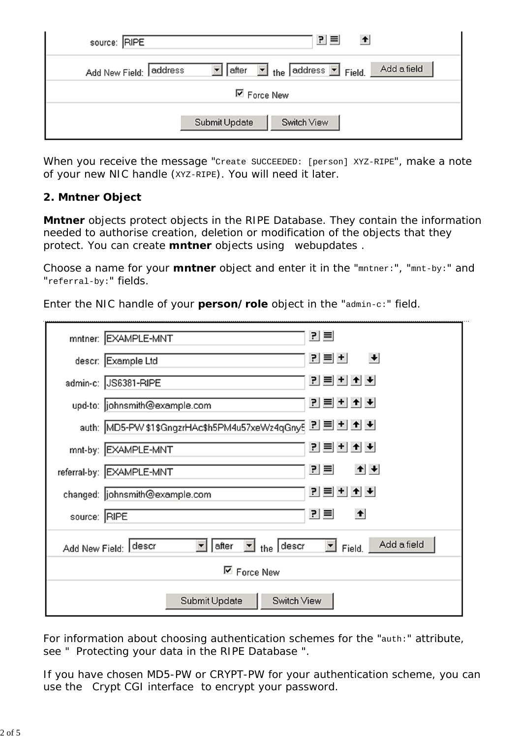When you receive the message "`Create SUCCEEDED: [person] XYZ-RIPE`", make a note of your new NIC handle (`XYZ-RIPE`). You will need it later.

**2. Mntner Object**

**Mntner** objects protect objects in the RIPE Database. They contain the information needed to authorise creation, deletion or modification of the objects that they protect. You can create **mntner** objects using webupdates .

Choose a name for your **mntner** object and enter it in the "`mntner:`", "`mnt-by:`" and "`referral-by:`" fields.

Enter the NIC handle of your **person/role** object in the "`admin-c:`" field.

For information about choosing authentication schemes for the "`auth:`" attribute, see " Protecting your data in the RIPE Database ".

If you have chosen MD5-PW or CRYPT-PW for your authentication scheme, you can use the Crypt CGI interface to encrypt your password.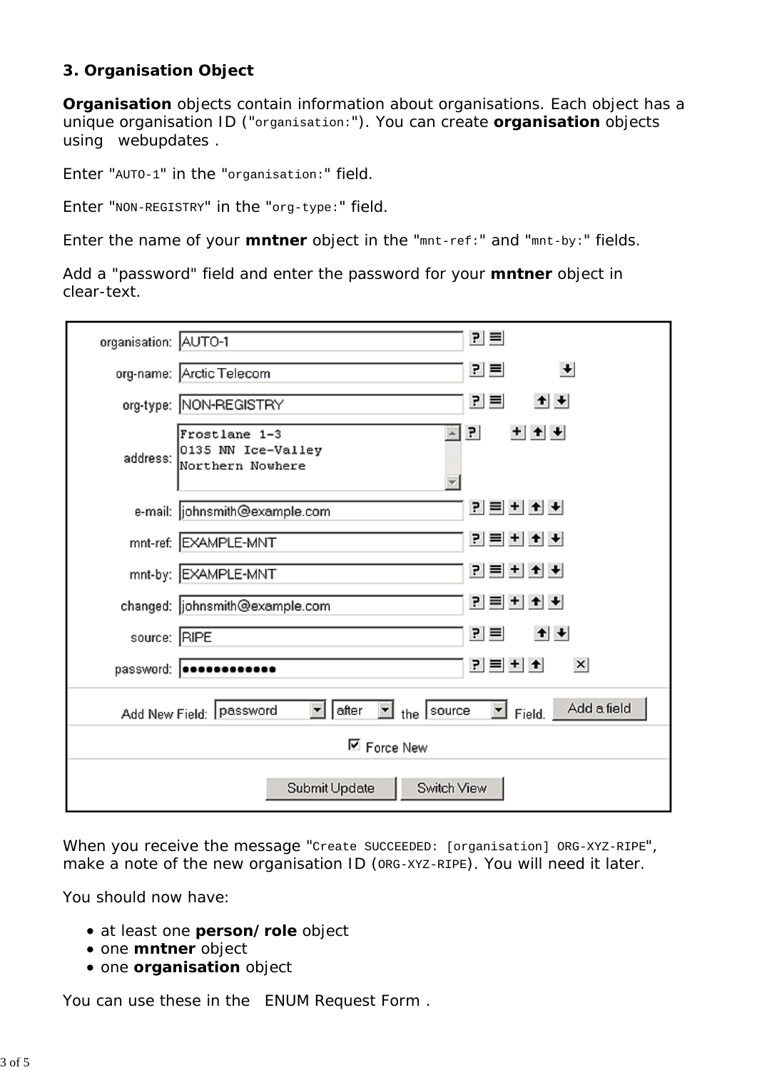### 3. Organisation Object

**Organisation** objects contain information about organisations. Each object has a unique organisation ID ("`organisation:`"). You can create **organisation** objects using webupdates .

Enter "`AUTO-1`" in the "`organisation:`" field.

Enter "`NON-REGISTRY`" in the "`org-type:`" field.

Enter the name of your **mntner** object in the "`mnt-ref:`" and "`mnt-by:`" fields.

Add a "password" field and enter the password for your **mntner** object in clear-text.

| | |
|---|---|
| organisation: | AUTO-1 |
| org-name: | Arctic Telecom |
| org-type: | NON-REGISTRY |
| address: | Frostlane 1-3<br>0135 NN Ice-Valley<br>Northern Nowhere |
| e-mail: | johnsmith@example.com |
| mnt-ref: | EXAMPLE-MNT |
| mnt-by: | EXAMPLE-MNT |
| changed: | johnsmith@example.com |
| source: | RIPE |
| password: | ●●●●●●●●●●●●● |

Add New Field: password after the source Field. Add a field

☑ Force New

Submit Update Switch View

When you receive the message "`Create SUCCEEDED: [organisation] ORG-XYZ-RIPE`", make a note of the new organisation ID (`ORG-XYZ-RIPE`). You will need it later.

You should now have:

- at least one **person/role** object
- one **mntner** object
- one **organisation** object

You can use these in the ENUM Request Form .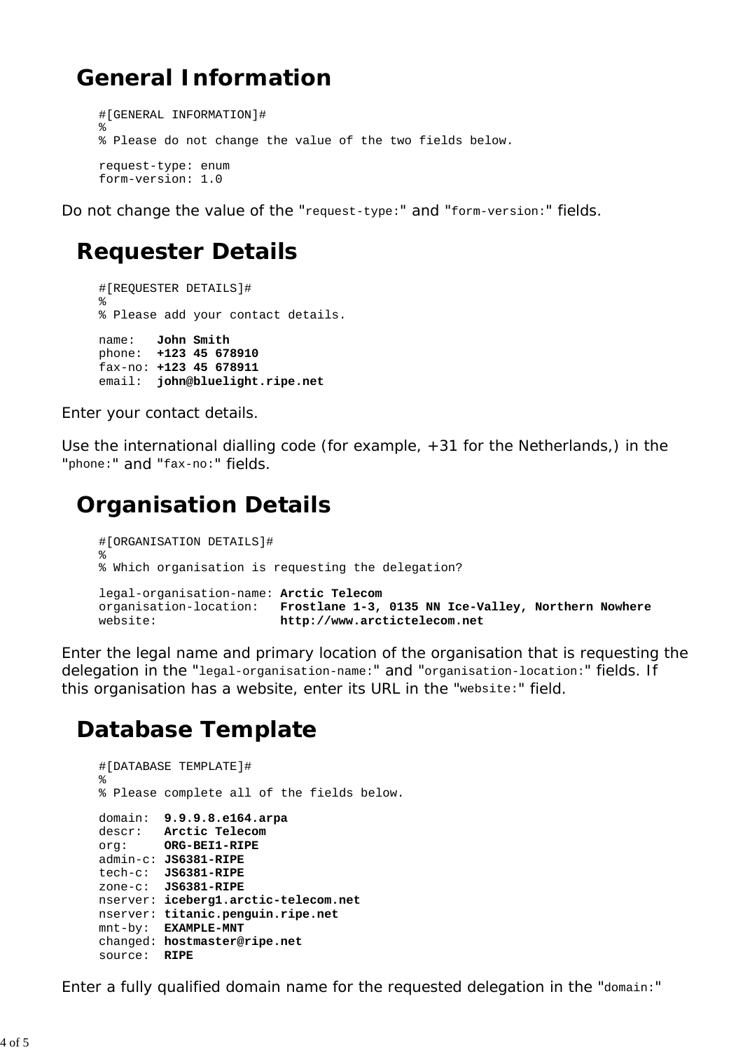## General Information

```
#[GENERAL INFORMATION]#
%
% Please do not change the value of the two fields below.

request-type: enum
form-version: 1.0
```

Do not change the value of the "`request-type:`" and "`form-version:`" fields.

## Requester Details

```
#[REQUESTER DETAILS]#
%
% Please add your contact details.

name:   John Smith
phone:  +123 45 678910
fax-no: +123 45 678911
email:  john@bluelight.ripe.net
```

Enter your contact details.

Use the international dialling code (for example, +31 for the Netherlands,) in the "`phone:`" and "`fax-no:`" fields.

## Organisation Details

```
#[ORGANISATION DETAILS]#
%
% Which organisation is requesting the delegation?

legal-organisation-name: Arctic Telecom
organisation-location:   Frostlane 1-3, 0135 NN Ice-Valley, Northern Nowhere
website:                 http://www.arctictelecom.net
```

Enter the legal name and primary location of the organisation that is requesting the delegation in the "`legal-organisation-name:`" and "`organisation-location:`" fields. If this organisation has a website, enter its URL in the "`website:`" field.

## Database Template

```
#[DATABASE TEMPLATE]#
%
% Please complete all of the fields below.

domain:  9.9.9.8.e164.arpa
descr:   Arctic Telecom
org:     ORG-BEI1-RIPE
admin-c: JS6381-RIPE
tech-c:  JS6381-RIPE
zone-c:  JS6381-RIPE
nserver: iceberg1.arctic-telecom.net
nserver: titanic.penguin.ripe.net
mnt-by:  EXAMPLE-MNT
changed: hostmaster@ripe.net
source:  RIPE
```

Enter a fully qualified domain name for the requested delegation in the "`domain:`"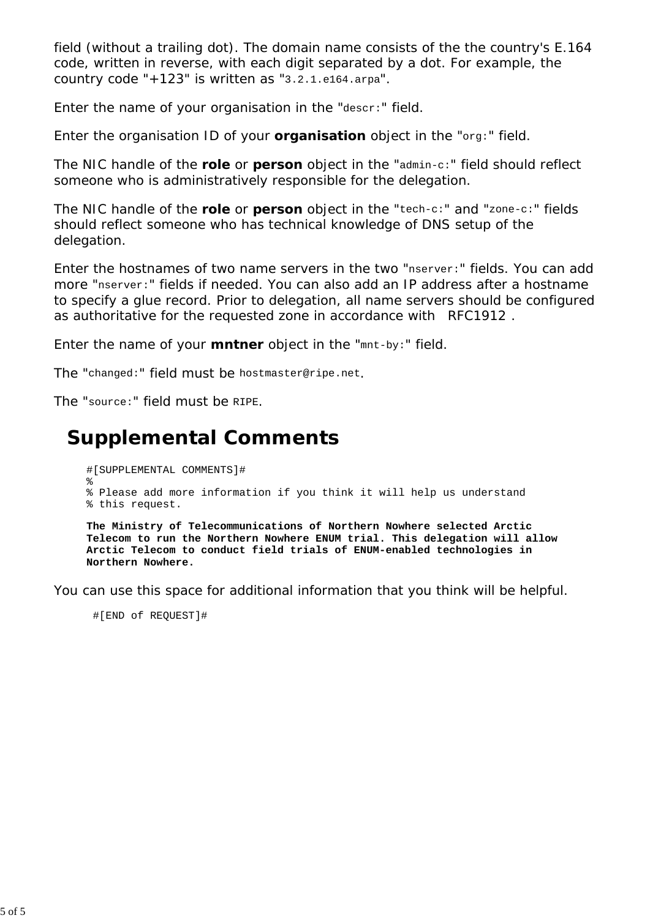field (without a trailing dot). The domain name consists of the the country's E.164 code, written in reverse, with each digit separated by a dot. For example, the country code "+123" is written as "`3.2.1.e164.arpa`".

Enter the name of your organisation in the "`descr:`" field.

Enter the organisation ID of your **organisation** object in the "`org:`" field.

The NIC handle of the **role** or **person** object in the "`admin-c:`" field should reflect someone who is administratively responsible for the delegation.

The NIC handle of the **role** or **person** object in the "`tech-c:`" and "`zone-c:`" fields should reflect someone who has technical knowledge of DNS setup of the delegation.

Enter the hostnames of two name servers in the two "`nserver:`" fields. You can add more "`nserver:`" fields if needed. You can also add an IP address after a hostname to specify a glue record. Prior to delegation, all name servers should be configured as authoritative for the requested zone in accordance with RFC1912 .

Enter the name of your **mntner** object in the "`mnt-by:`" field.

The "`changed:`" field must be `hostmaster@ripe.net`.

The "`source:`" field must be `RIPE`.

## Supplemental Comments

```
#[SUPPLEMENTAL COMMENTS]#
%
% Please add more information if you think it will help us understand
% this request.

The Ministry of Telecommunications of Northern Nowhere selected Arctic
Telecom to run the Northern Nowhere ENUM trial. This delegation will allow
Arctic Telecom to conduct field trials of ENUM-enabled technologies in
Northern Nowhere.
```

You can use this space for additional information that you think will be helpful.

```
#[END of REQUEST]#
```